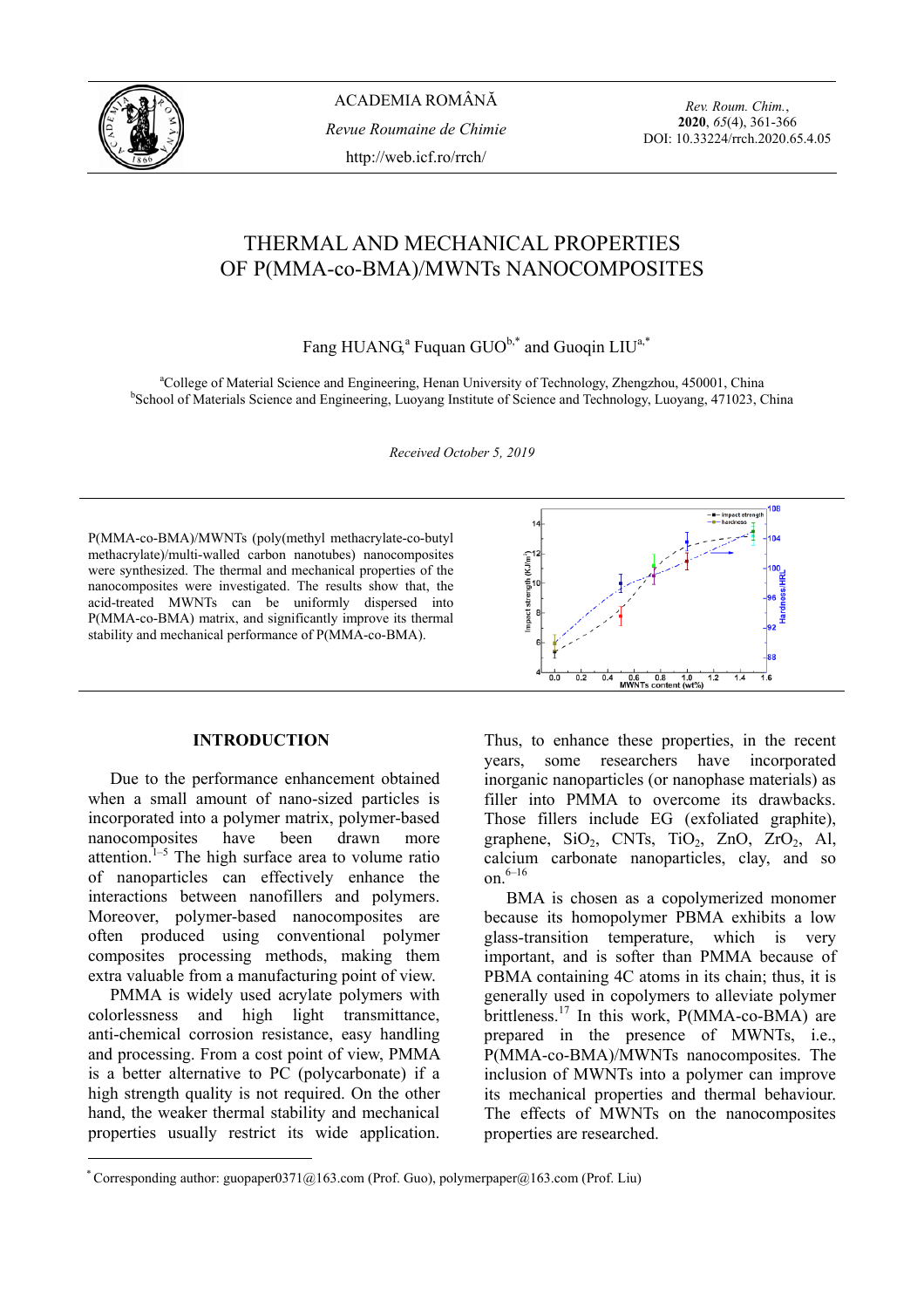ACADEMIA ROMÂNĂ

*Revue Roumaine de Chimie*

http://web.icf.ro/rrch/

*Rev. Roum. Chim.*, **2020**, *65*(4), 361-366
DOI: 10.33224/rrch.2020.65.4.05

# THERMAL AND MECHANICAL PROPERTIES OF P(MMA-co-BMA)/MWNTs NANOCOMPOSITES

Fang HUANG,[a] Fuquan GUO[b,*] and Guoqin LIU[a,*]

[a]College of Material Science and Engineering, Henan University of Technology, Zhengzhou, 450001, China
[b]School of Materials Science and Engineering, Luoyang Institute of Science and Technology, Luoyang, 471023, China

*Received October 5, 2019*

P(MMA-co-BMA)/MWNTs (poly(methyl methacrylate-co-butyl methacrylate)/multi-walled carbon nanotubes) nanocomposites were synthesized. The thermal and mechanical properties of the nanocomposites were investigated. The results show that, the acid-treated MWNTs can be uniformly dispersed into P(MMA-co-BMA) matrix, and significantly improve its thermal stability and mechanical performance of P(MMA-co-BMA).

## INTRODUCTION

Due to the performance enhancement obtained when a small amount of nano-sized particles is incorporated into a polymer matrix, polymer-based nanocomposites have been drawn more attention.[1–5] The high surface area to volume ratio of nanoparticles can effectively enhance the interactions between nanofillers and polymers. Moreover, polymer-based nanocomposites are often produced using conventional polymer composites processing methods, making them extra valuable from a manufacturing point of view.

PMMA is widely used acrylate polymers with colorlessness and high light transmittance, anti-chemical corrosion resistance, easy handling and processing. From a cost point of view, PMMA is a better alternative to PC (polycarbonate) if a high strength quality is not required. On the other hand, the weaker thermal stability and mechanical properties usually restrict its wide application. Thus, to enhance these properties, in the recent years, some researchers have incorporated inorganic nanoparticles (or nanophase materials) as filler into PMMA to overcome its drawbacks. Those fillers include EG (exfoliated graphite), graphene, $SiO_2$, CNTs, $TiO_2$, ZnO, $ZrO_2$, Al, calcium carbonate nanoparticles, clay, and so on.[6–16]

BMA is chosen as a copolymerized monomer because its homopolymer PBMA exhibits a low glass-transition temperature, which is very important, and is softer than PMMA because of PBMA containing 4C atoms in its chain; thus, it is generally used in copolymers to alleviate polymer brittleness.[17] In this work, P(MMA-co-BMA) are prepared in the presence of MWNTs, i.e., P(MMA-co-BMA)/MWNTs nanocomposites. The inclusion of MWNTs into a polymer can improve its mechanical properties and thermal behaviour. The effects of MWNTs on the nanocomposites properties are researched.

[*] Corresponding author: guopaper0371@163.com (Prof. Guo), polymerpaper@163.com (Prof. Liu)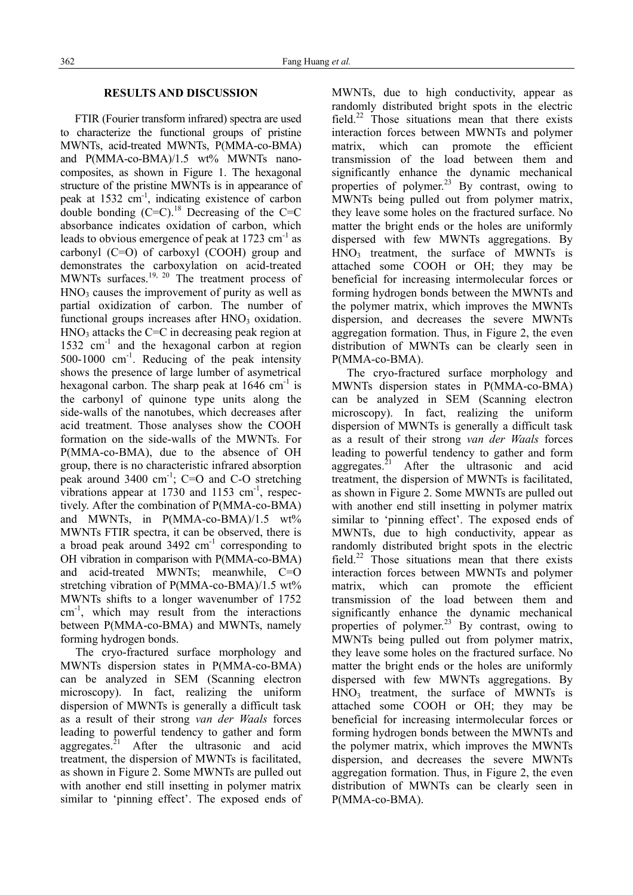## RESULTS AND DISCUSSION

FTIR (Fourier transform infrared) spectra are used to characterize the functional groups of pristine MWNTs, acid-treated MWNTs, P(MMA-co-BMA) and P(MMA-co-BMA)/1.5 wt% MWNTs nanocomposites, as shown in Figure 1. The hexagonal structure of the pristine MWNTs is in appearance of peak at 1532 $cm^{-1}$, indicating existence of carbon double bonding (C=C).[18] Decreasing of the C=C absorbance indicates oxidation of carbon, which leads to obvious emergence of peak at 1723 $cm^{-1}$ as carbonyl (C=O) of carboxyl (COOH) group and demonstrates the carboxylation on acid-treated MWNTs surfaces.[19, 20] The treatment process of $HNO_3$ causes the improvement of purity as well as partial oxidization of carbon. The number of functional groups increases after $HNO_3$ oxidation. $HNO_3$ attacks the C=C in decreasing peak region at 1532 $cm^{-1}$ and the hexagonal carbon at region 500-1000 $cm^{-1}$. Reducing of the peak intensity shows the presence of large lumber of asymetrical hexagonal carbon. The sharp peak at 1646 $cm^{-1}$ is the carbonyl of quinone type units along the side-walls of the nanotubes, which decreases after acid treatment. Those analyses show the COOH formation on the side-walls of the MWNTs. For P(MMA-co-BMA), due to the absence of OH group, there is no characteristic infrared absorption peak around 3400 $cm^{-1}$; C=O and C-O stretching vibrations appear at 1730 and 1153 $cm^{-1}$, respectively. After the combination of P(MMA-co-BMA) and MWNTs, in P(MMA-co-BMA)/1.5 wt% MWNTs FTIR spectra, it can be observed, there is a broad peak around 3492 $cm^{-1}$ corresponding to OH vibration in comparison with P(MMA-co-BMA) and acid-treated MWNTs; meanwhile, C=O stretching vibration of P(MMA-co-BMA)/1.5 wt% MWNTs shifts to a longer wavenumber of 1752 $cm^{-1}$, which may result from the interactions between P(MMA-co-BMA) and MWNTs, namely forming hydrogen bonds.

The cryo-fractured surface morphology and MWNTs dispersion states in P(MMA-co-BMA) can be analyzed in SEM (Scanning electron microscopy). In fact, realizing the uniform dispersion of MWNTs is generally a difficult task as a result of their strong *van der Waals* forces leading to powerful tendency to gather and form aggregates.[21] After the ultrasonic and acid treatment, the dispersion of MWNTs is facilitated, as shown in Figure 2. Some MWNTs are pulled out with another end still insetting in polymer matrix similar to 'pinning effect'. The exposed ends of MWNTs, due to high conductivity, appear as randomly distributed bright spots in the electric field.[22] Those situations mean that there exists interaction forces between MWNTs and polymer matrix, which can promote the efficient transmission of the load between them and significantly enhance the dynamic mechanical properties of polymer.[23] By contrast, owing to MWNTs being pulled out from polymer matrix, they leave some holes on the fractured surface. No matter the bright ends or the holes are uniformly dispersed with few MWNTs aggregations. By $HNO_3$ treatment, the surface of MWNTs is attached some COOH or OH; they may be beneficial for increasing intermolecular forces or forming hydrogen bonds between the MWNTs and the polymer matrix, which improves the MWNTs dispersion, and decreases the severe MWNTs aggregation formation. Thus, in Figure 2, the even distribution of MWNTs can be clearly seen in P(MMA-co-BMA).

The cryo-fractured surface morphology and MWNTs dispersion states in P(MMA-co-BMA) can be analyzed in SEM (Scanning electron microscopy). In fact, realizing the uniform dispersion of MWNTs is generally a difficult task as a result of their strong *van der Waals* forces leading to powerful tendency to gather and form aggregates.[21] After the ultrasonic and acid treatment, the dispersion of MWNTs is facilitated, as shown in Figure 2. Some MWNTs are pulled out with another end still insetting in polymer matrix similar to 'pinning effect'. The exposed ends of MWNTs, due to high conductivity, appear as randomly distributed bright spots in the electric field.[22] Those situations mean that there exists interaction forces between MWNTs and polymer matrix, which can promote the efficient transmission of the load between them and significantly enhance the dynamic mechanical properties of polymer.[23] By contrast, owing to MWNTs being pulled out from polymer matrix, they leave some holes on the fractured surface. No matter the bright ends or the holes are uniformly dispersed with few MWNTs aggregations. By $HNO_3$ treatment, the surface of MWNTs is attached some COOH or OH; they may be beneficial for increasing intermolecular forces or forming hydrogen bonds between the MWNTs and the polymer matrix, which improves the MWNTs dispersion, and decreases the severe MWNTs aggregation formation. Thus, in Figure 2, the even distribution of MWNTs can be clearly seen in P(MMA-co-BMA).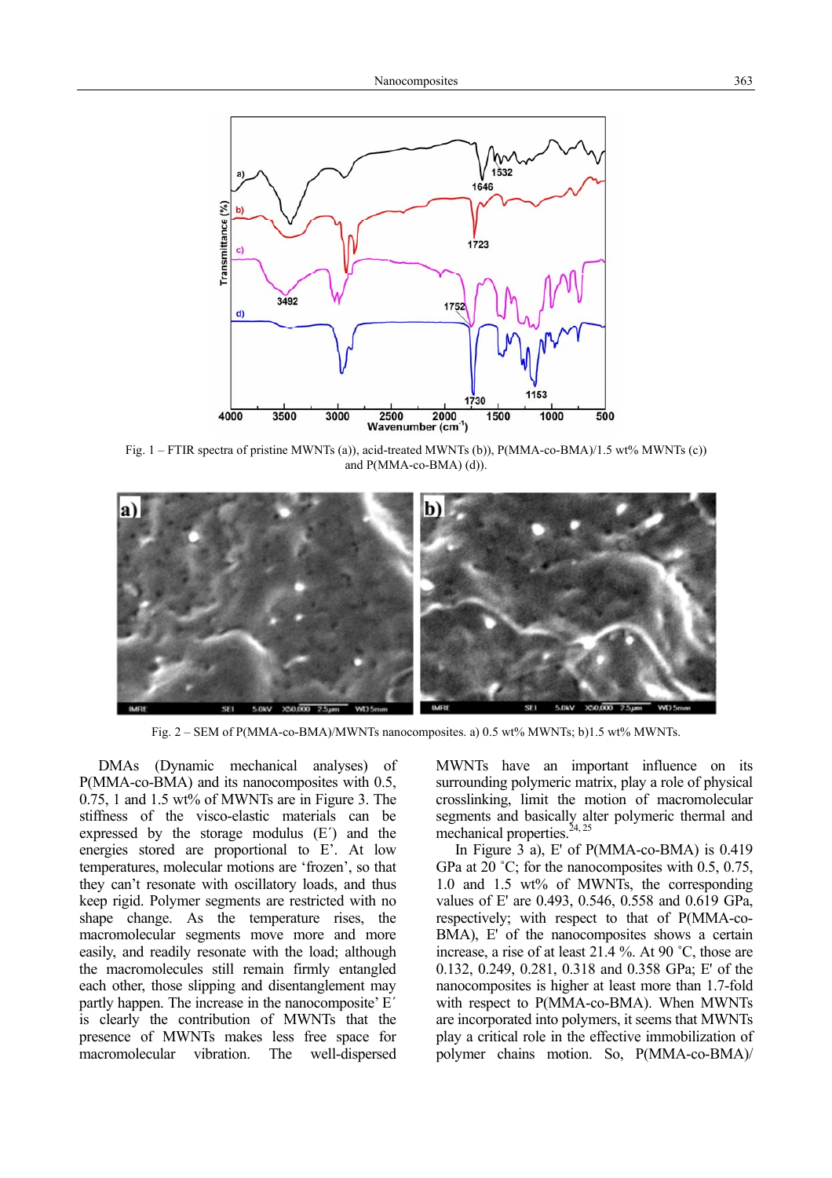Fig. 1 – FTIR spectra of pristine MWNTs (a)), acid-treated MWNTs (b)), P(MMA-co-BMA)/1.5 wt% MWNTs (c)) and P(MMA-co-BMA) (d)).

Fig. 2 – SEM of P(MMA-co-BMA)/MWNTs nanocomposites. a) 0.5 wt% MWNTs; b)1.5 wt% MWNTs.

DMAs (Dynamic mechanical analyses) of P(MMA-co-BMA) and its nanocomposites with 0.5, 0.75, 1 and 1.5 wt% of MWNTs are in Figure 3. The stiffness of the visco-elastic materials can be expressed by the storage modulus (E´) and the energies stored are proportional to E'. At low temperatures, molecular motions are 'frozen', so that they can't resonate with oscillatory loads, and thus keep rigid. Polymer segments are restricted with no shape change. As the temperature rises, the macromolecular segments move more and more easily, and readily resonate with the load; although the macromolecules still remain firmly entangled each other, those slipping and disentanglement may partly happen. The increase in the nanocomposite' E´ is clearly the contribution of MWNTs that the presence of MWNTs makes less free space for macromolecular vibration. The well-dispersed MWNTs have an important influence on its surrounding polymeric matrix, play a role of physical crosslinking, limit the motion of macromolecular segments and basically alter polymeric thermal and mechanical properties.[24, 25]

In Figure 3 a), E' of P(MMA-co-BMA) is 0.419 GPa at 20 ˚C; for the nanocomposites with 0.5, 0.75, 1.0 and 1.5 wt% of MWNTs, the corresponding values of E' are 0.493, 0.546, 0.558 and 0.619 GPa, respectively; with respect to that of P(MMA-co-BMA), E' of the nanocomposites shows a certain increase, a rise of at least 21.4 %. At 90 ˚C, those are 0.132, 0.249, 0.281, 0.318 and 0.358 GPa; E' of the nanocomposites is higher at least more than 1.7-fold with respect to P(MMA-co-BMA). When MWNTs are incorporated into polymers, it seems that MWNTs play a critical role in the effective immobilization of polymer chains motion. So, P(MMA-co-BMA)/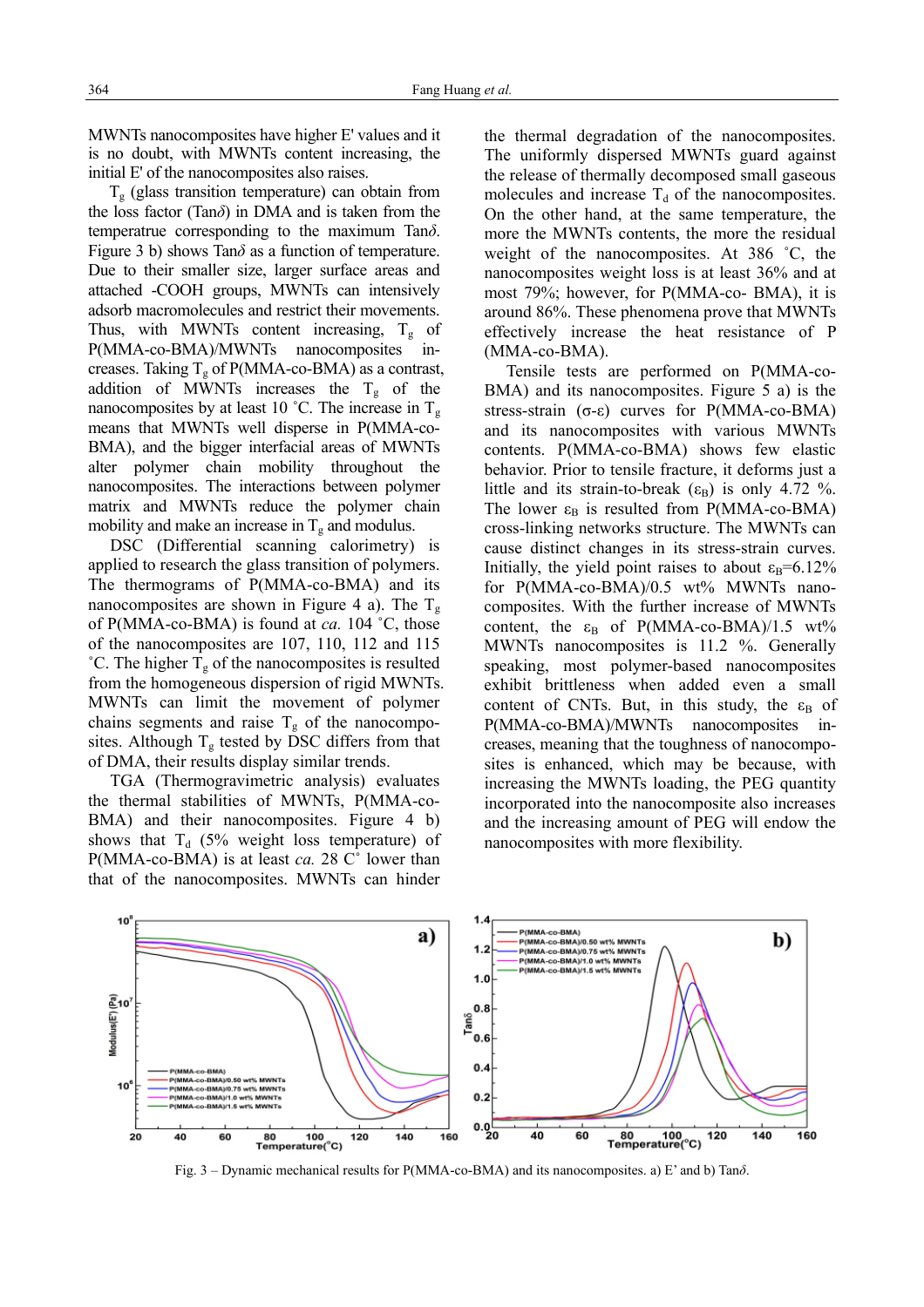MWNTs nanocomposites have higher E' values and it is no doubt, with MWNTs content increasing, the initial E' of the nanocomposites also raises.

$T_g$ (glass transition temperature) can obtain from the loss factor (Tan$\delta$) in DMA and is taken from the temperatrue corresponding to the maximum Tan$\delta$. Figure 3 b) shows Tan$\delta$ as a function of temperature. Due to their smaller size, larger surface areas and attached -COOH groups, MWNTs can intensively adsorb macromolecules and restrict their movements. Thus, with MWNTs content increasing, $T_g$ of P(MMA-co-BMA)/MWNTs nanocomposites increases. Taking $T_g$ of P(MMA-co-BMA) as a contrast, addition of MWNTs increases the $T_g$ of the nanocomposites by at least 10 ˚C. The increase in $T_g$ means that MWNTs well disperse in P(MMA-co-BMA), and the bigger interfacial areas of MWNTs alter polymer chain mobility throughout the nanocomposites. The interactions between polymer matrix and MWNTs reduce the polymer chain mobility and make an increase in $T_g$ and modulus.

DSC (Differential scanning calorimetry) is applied to research the glass transition of polymers. The thermograms of P(MMA-co-BMA) and its nanocomposites are shown in Figure 4 a). The $T_g$ of P(MMA-co-BMA) is found at *ca.* 104 ˚C, those of the nanocomposites are 107, 110, 112 and 115 ˚C. The higher $T_g$ of the nanocomposites is resulted from the homogeneous dispersion of rigid MWNTs. MWNTs can limit the movement of polymer chains segments and raise $T_g$ of the nanocomposites. Although $T_g$ tested by DSC differs from that of DMA, their results display similar trends.

TGA (Thermogravimetric analysis) evaluates the thermal stabilities of MWNTs, P(MMA-co-BMA) and their nanocomposites. Figure 4 b) shows that $T_d$ (5% weight loss temperature) of P(MMA-co-BMA) is at least *ca.* 28 C˚ lower than that of the nanocomposites. MWNTs can hinder the thermal degradation of the nanocomposites. The uniformly dispersed MWNTs guard against the release of thermally decomposed small gaseous molecules and increase $T_d$ of the nanocomposites. On the other hand, at the same temperature, the more the MWNTs contents, the more the residual weight of the nanocomposites. At 386 ˚C, the nanocomposites weight loss is at least 36% and at most 79%; however, for P(MMA-co- BMA), it is around 86%. These phenomena prove that MWNTs effectively increase the heat resistance of P (MMA-co-BMA).

Tensile tests are performed on P(MMA-co-BMA) and its nanocomposites. Figure 5 a) is the stress-strain ($\sigma$-$\varepsilon$) curves for P(MMA-co-BMA) and its nanocomposites with various MWNTs contents. P(MMA-co-BMA) shows few elastic behavior. Prior to tensile fracture, it deforms just a little and its strain-to-break ($\varepsilon_B$) is only 4.72 %. The lower $\varepsilon_B$ is resulted from P(MMA-co-BMA) cross-linking networks structure. The MWNTs can cause distinct changes in its stress-strain curves. Initially, the yield point raises to about $\varepsilon_B$=6.12% for P(MMA-co-BMA)/0.5 wt% MWNTs nanocomposites. With the further increase of MWNTs content, the $\varepsilon_B$ of P(MMA-co-BMA)/1.5 wt% MWNTs nanocomposites is 11.2 %. Generally speaking, most polymer-based nanocomposites exhibit brittleness when added even a small content of CNTs. But, in this study, the $\varepsilon_B$ of P(MMA-co-BMA)/MWNTs nanocomposites increases, meaning that the toughness of nanocomposites is enhanced, which may be because, with increasing the MWNTs loading, the PEG quantity incorporated into the nanocomposite also increases and the increasing amount of PEG will endow the nanocomposites with more flexibility.

Fig. 3 – Dynamic mechanical results for P(MMA-co-BMA) and its nanocomposites. a) E' and b) Tan$\delta$.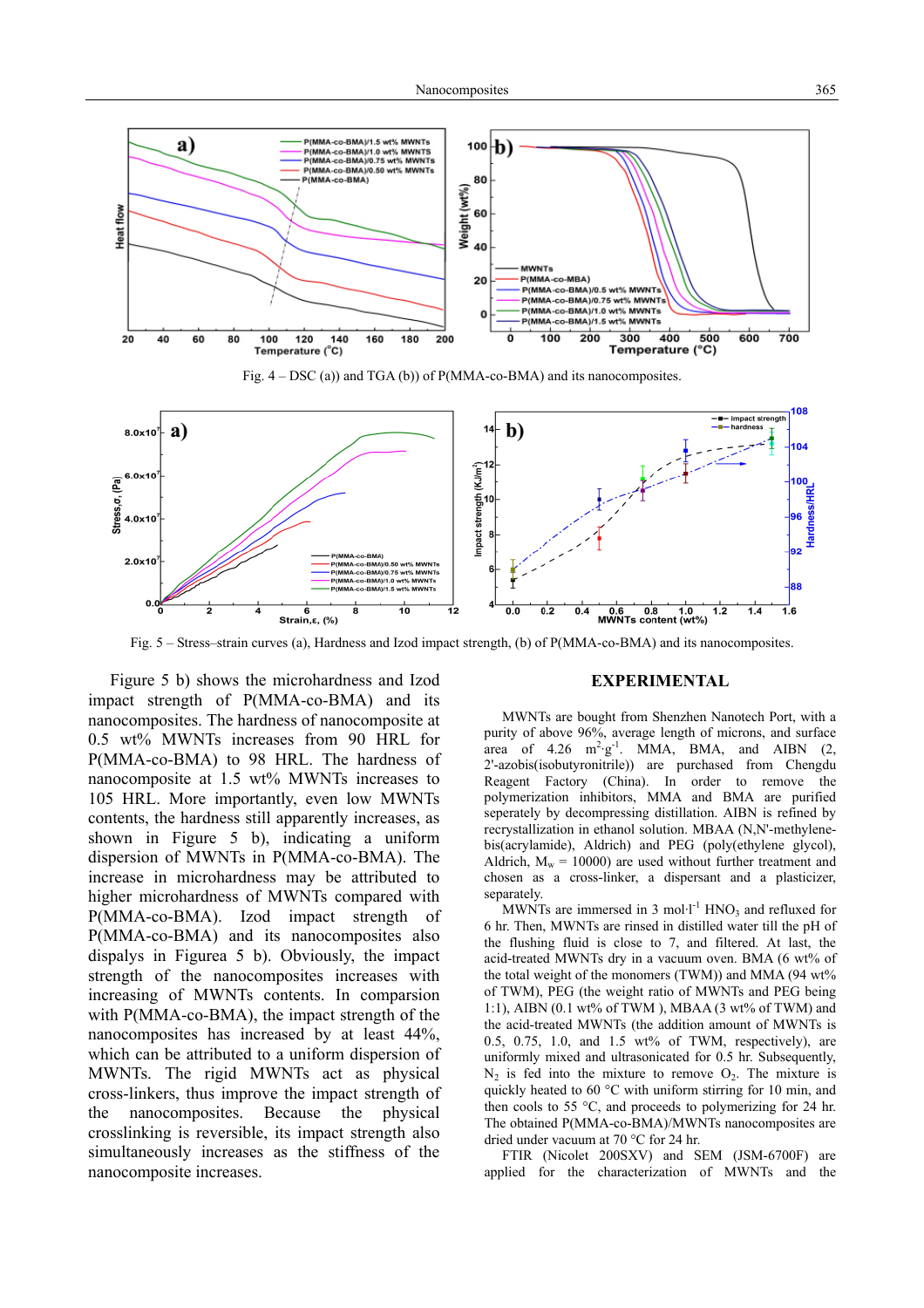Fig. 4 – DSC (a)) and TGA (b)) of P(MMA-co-BMA) and its nanocomposites.

Fig. 5 – Stress–strain curves (a), Hardness and Izod impact strength, (b) of P(MMA-co-BMA) and its nanocomposites.

Figure 5 b) shows the microhardness and Izod impact strength of P(MMA-co-BMA) and its nanocomposites. The hardness of nanocomposite at 0.5 wt% MWNTs increases from 90 HRL for P(MMA-co-BMA) to 98 HRL. The hardness of nanocomposite at 1.5 wt% MWNTs increases to 105 HRL. More importantly, even low MWNTs contents, the hardness still apparently increases, as shown in Figure 5 b), indicating a uniform dispersion of MWNTs in P(MMA-co-BMA). The increase in microhardness may be attributed to higher microhardness of MWNTs compared with P(MMA-co-BMA). Izod impact strength of P(MMA-co-BMA) and its nanocomposites also dispalys in Figurea 5 b). Obviously, the impact strength of the nanocomposites increases with increasing of MWNTs contents. In comparsion with P(MMA-co-BMA), the impact strength of the nanocomposites has increased by at least 44%, which can be attributed to a uniform dispersion of MWNTs. The rigid MWNTs act as physical cross-linkers, thus improve the impact strength of the nanocomposites. Because the physical crosslinking is reversible, its impact strength also simultaneously increases as the stiffness of the nanocomposite increases.

## EXPERIMENTAL

MWNTs are bought from Shenzhen Nanotech Port, with a purity of above 96%, average length of microns, and surface area of 4.26 $m^2 \cdot g^{-1}$. MMA, BMA, and AIBN (2, 2'-azobis(isobutyronitrile)) are purchased from Chengdu Reagent Factory (China). In order to remove the polymerization inhibitors, MMA and BMA are purified seperately by decompressing distillation. AIBN is refined by recrystallization in ethanol solution. MBAA (N,N'-methylene-bis(acrylamide), Aldrich) and PEG (poly(ethylene glycol), Aldrich, $M_w$ = 10000) are used without further treatment and chosen as a cross-linker, a dispersant and a plasticizer, separately.

MWNTs are immersed in 3 $mol \cdot l^{-1}$ $HNO_3$ and refluxed for 6 hr. Then, MWNTs are rinsed in distilled water till the pH of the flushing fluid is close to 7, and filtered. At last, the acid-treated MWNTs dry in a vacuum oven. BMA (6 wt% of the total weight of the monomers (TWM)) and MMA (94 wt% of TWM), PEG (the weight ratio of MWNTs and PEG being 1:1), AIBN (0.1 wt% of TWM ), MBAA (3 wt% of TWM) and the acid-treated MWNTs (the addition amount of MWNTs is 0.5, 0.75, 1.0, and 1.5 wt% of TWM, respectively), are uniformly mixed and ultrasonicated for 0.5 hr. Subsequently, $N_2$ is fed into the mixture to remove $O_2$. The mixture is quickly heated to 60 °C with uniform stirring for 10 min, and then cools to 55 °C, and proceeds to polymerizing for 24 hr. The obtained P(MMA-co-BMA)/MWNTs nanocomposites are dried under vacuum at 70 °C for 24 hr.

FTIR (Nicolet 200SXV) and SEM (JSM-6700F) are applied for the characterization of MWNTs and the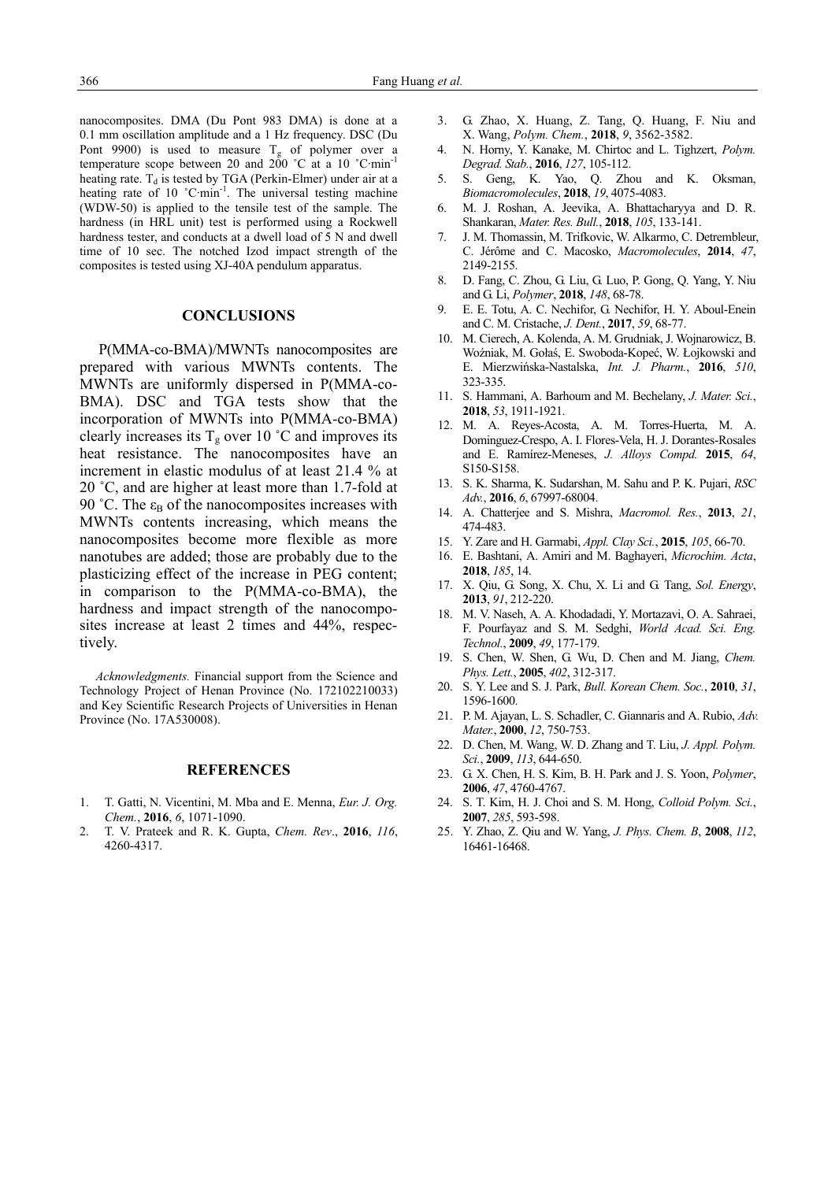nanocomposites. DMA (Du Pont 983 DMA) is done at a 0.1 mm oscillation amplitude and a 1 Hz frequency. DSC (Du Pont 9900) is used to measure $T_g$ of polymer over a temperature scope between 20 and 200 ˚C at a 10 ˚C·min$^{-1}$ heating rate. $T_d$ is tested by TGA (Perkin-Elmer) under air at a heating rate of 10 ˚C·min$^{-1}$. The universal testing machine (WDW-50) is applied to the tensile test of the sample. The hardness (in HRL unit) test is performed using a Rockwell hardness tester, and conducts at a dwell load of 5 N and dwell time of 10 sec. The notched Izod impact strength of the composites is tested using XJ-40A pendulum apparatus.

## CONCLUSIONS

P(MMA-co-BMA)/MWNTs nanocomposites are prepared with various MWNTs contents. The MWNTs are uniformly dispersed in P(MMA-co-BMA). DSC and TGA tests show that the incorporation of MWNTs into P(MMA-co-BMA) clearly increases its $T_g$ over 10 ˚C and improves its heat resistance. The nanocomposites have an increment in elastic modulus of at least 21.4 % at 20 ˚C, and are higher at least more than 1.7-fold at 90 ˚C. The $\varepsilon_B$ of the nanocomposites increases with MWNTs contents increasing, which means the nanocomposites become more flexible as more nanotubes are added; those are probably due to the plasticizing effect of the increase in PEG content; in comparison to the P(MMA-co-BMA), the hardness and impact strength of the nanocomposites increase at least 2 times and 44%, respectively.

*Acknowledgments.* Financial support from the Science and Technology Project of Henan Province (No. 172102210033) and Key Scientific Research Projects of Universities in Henan Province (No. 17A530008).

## REFERENCES

1. T. Gatti, N. Vicentini, M. Mba and E. Menna, *Eur. J. Org. Chem.*, **2016**, *6*, 1071-1090.
2. T. V. Prateek and R. K. Gupta, *Chem. Rev*., **2016**, *116*, 4260-4317.
3. G. Zhao, X. Huang, Z. Tang, Q. Huang, F. Niu and X. Wang, *Polym. Chem.*, **2018**, *9*, 3562-3582.
4. N. Horny, Y. Kanake, M. Chirtoc and L. Tighzert, *Polym. Degrad. Stab.*, **2016**, *127*, 105-112.
5. S. Geng, K. Yao, Q. Zhou and K. Oksman, *Biomacromolecules*, **2018**, *19*, 4075-4083.
6. M. J. Roshan, A. Jeevika, A. Bhattacharyya and D. R. Shankaran, *Mater. Res. Bull.*, **2018**, *105*, 133-141.
7. J. M. Thomassin, M. Trifkovic, W. Alkarmo, C. Detrembleur, C. Jérôme and C. Macosko, *Macromolecules*, **2014**, *47*, 2149-2155.
8. D. Fang, C. Zhou, G. Liu, G. Luo, P. Gong, Q. Yang, Y. Niu and G. Li, *Polymer*, **2018**, *148*, 68-78.
9. E. E. Totu, A. C. Nechifor, G. Nechifor, H. Y. Aboul-Enein and C. M. Cristache, *J. Dent.*, **2017**, *59*, 68-77.
10. M. Cierech, A. Kolenda, A. M. Grudniak, J. Wojnarowicz, B. Woźniak, M. Gołaś, E. Swoboda-Kopeć, W. Łojkowski and E. Mierzwińska-Nastalska, *Int. J. Pharm.*, **2016**, *510*, 323-335.
11. S. Hammani, A. Barhoum and M. Bechelany, *J. Mater. Sci.*, **2018**, *53*, 1911-1921.
12. M. A. Reyes-Acosta, A. M. Torres-Huerta, M. A. Dominguez-Crespo, A. I. Flores-Vela, H. J. Dorantes-Rosales and E. Ramírez-Meneses, *J. Alloys Compd.* **2015**, *64*, S150-S158.
13. S. K. Sharma, K. Sudarshan, M. Sahu and P. K. Pujari, *RSC Adv.*, **2016**, *6*, 67997-68004.
14. A. Chatterjee and S. Mishra, *Macromol. Res.*, **2013**, *21*, 474-483.
15. Y. Zare and H. Garmabi, *Appl. Clay Sci.*, **2015**, *105*, 66-70.
16. E. Bashtani, A. Amiri and M. Baghayeri, *Microchim. Acta*, **2018**, *185*, 14.
17. X. Qiu, G. Song, X. Chu, X. Li and G. Tang, *Sol. Energy*, **2013**, *91*, 212-220.
18. M. V. Naseh, A. A. Khodadadi, Y. Mortazavi, O. A. Sahraei, F. Pourfayaz and S. M. Sedghi, *World Acad. Sci. Eng. Technol.*, **2009**, *49*, 177-179.
19. S. Chen, W. Shen, G. Wu, D. Chen and M. Jiang, *Chem. Phys. Lett.*, **2005**, *402*, 312-317.
20. S. Y. Lee and S. J. Park, *Bull. Korean Chem. Soc.*, **2010**, *31*, 1596-1600.
21. P. M. Ajayan, L. S. Schadler, C. Giannaris and A. Rubio, *Adv. Mater.*, **2000**, *12*, 750-753.
22. D. Chen, M. Wang, W. D. Zhang and T. Liu, *J. Appl. Polym. Sci.*, **2009**, *113*, 644-650.
23. G. X. Chen, H. S. Kim, B. H. Park and J. S. Yoon, *Polymer*, **2006**, *47*, 4760-4767.
24. S. T. Kim, H. J. Choi and S. M. Hong, *Colloid Polym. Sci.*, **2007**, *285*, 593-598.
25. Y. Zhao, Z. Qiu and W. Yang, *J. Phys. Chem. B*, **2008**, *112*, 16461-16468.